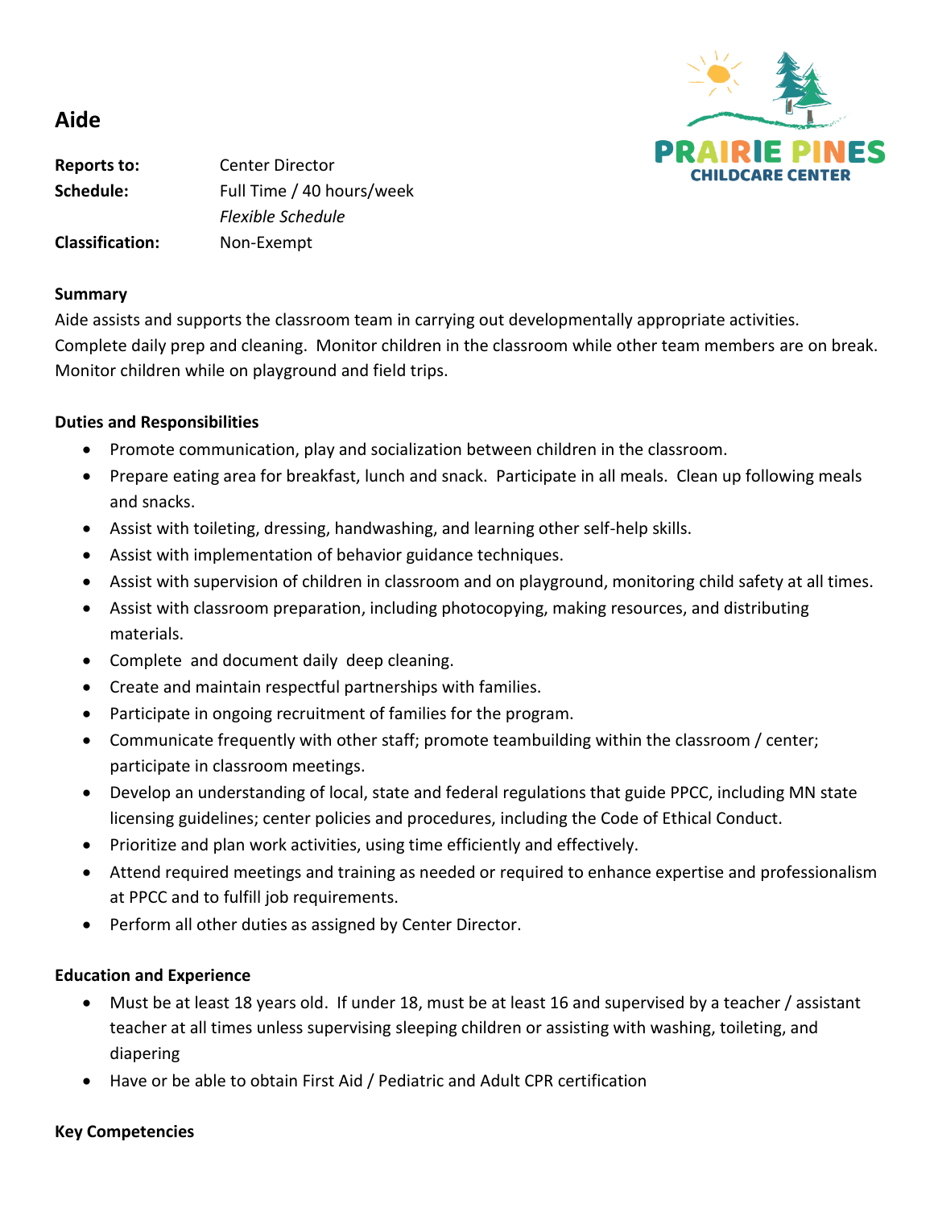# Aide

PRAIRIE PINES
CHILDCARE CENTER

| | |
|---|---|
| **Reports to:** | Center Director |
| **Schedule:** | Full Time / 40 hours/week |
| | *Flexible Schedule* |
| **Classification:** | Non-Exempt |

**Summary**

Aide assists and supports the classroom team in carrying out developmentally appropriate activities. Complete daily prep and cleaning. Monitor children in the classroom while other team members are on break. Monitor children while on playground and field trips.

**Duties and Responsibilities**

- Promote communication, play and socialization between children in the classroom.
- Prepare eating area for breakfast, lunch and snack. Participate in all meals. Clean up following meals and snacks.
- Assist with toileting, dressing, handwashing, and learning other self-help skills.
- Assist with implementation of behavior guidance techniques.
- Assist with supervision of children in classroom and on playground, monitoring child safety at all times.
- Assist with classroom preparation, including photocopying, making resources, and distributing materials.
- Complete and document daily deep cleaning.
- Create and maintain respectful partnerships with families.
- Participate in ongoing recruitment of families for the program.
- Communicate frequently with other staff; promote teambuilding within the classroom / center; participate in classroom meetings.
- Develop an understanding of local, state and federal regulations that guide PPCC, including MN state licensing guidelines; center policies and procedures, including the Code of Ethical Conduct.
- Prioritize and plan work activities, using time efficiently and effectively.
- Attend required meetings and training as needed or required to enhance expertise and professionalism at PPCC and to fulfill job requirements.
- Perform all other duties as assigned by Center Director.

**Education and Experience**

- Must be at least 18 years old. If under 18, must be at least 16 and supervised by a teacher / assistant teacher at all times unless supervising sleeping children or assisting with washing, toileting, and diapering
- Have or be able to obtain First Aid / Pediatric and Adult CPR certification

**Key Competencies**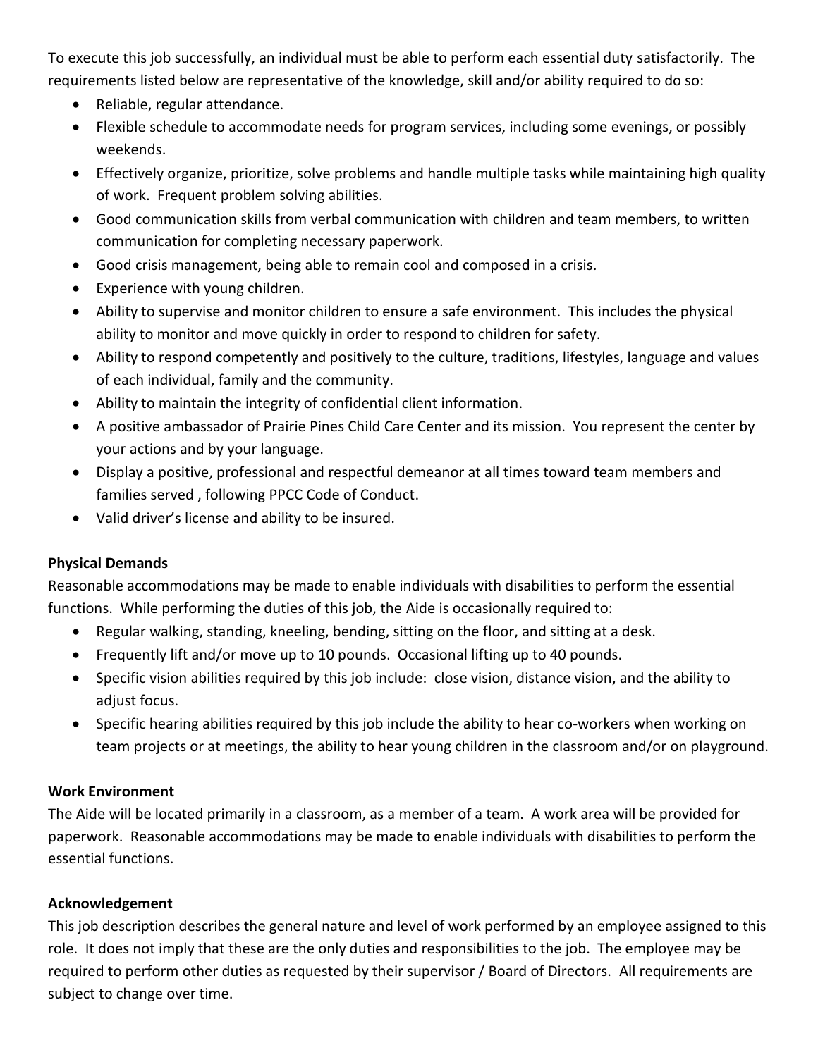To execute this job successfully, an individual must be able to perform each essential duty satisfactorily. The requirements listed below are representative of the knowledge, skill and/or ability required to do so:

- Reliable, regular attendance.
- Flexible schedule to accommodate needs for program services, including some evenings, or possibly weekends.
- Effectively organize, prioritize, solve problems and handle multiple tasks while maintaining high quality of work. Frequent problem solving abilities.
- Good communication skills from verbal communication with children and team members, to written communication for completing necessary paperwork.
- Good crisis management, being able to remain cool and composed in a crisis.
- Experience with young children.
- Ability to supervise and monitor children to ensure a safe environment. This includes the physical ability to monitor and move quickly in order to respond to children for safety.
- Ability to respond competently and positively to the culture, traditions, lifestyles, language and values of each individual, family and the community.
- Ability to maintain the integrity of confidential client information.
- A positive ambassador of Prairie Pines Child Care Center and its mission. You represent the center by your actions and by your language.
- Display a positive, professional and respectful demeanor at all times toward team members and families served , following PPCC Code of Conduct.
- Valid driver's license and ability to be insured.

**Physical Demands**

Reasonable accommodations may be made to enable individuals with disabilities to perform the essential functions. While performing the duties of this job, the Aide is occasionally required to:

- Regular walking, standing, kneeling, bending, sitting on the floor, and sitting at a desk.
- Frequently lift and/or move up to 10 pounds. Occasional lifting up to 40 pounds.
- Specific vision abilities required by this job include: close vision, distance vision, and the ability to adjust focus.
- Specific hearing abilities required by this job include the ability to hear co-workers when working on team projects or at meetings, the ability to hear young children in the classroom and/or on playground.

**Work Environment**

The Aide will be located primarily in a classroom, as a member of a team. A work area will be provided for paperwork. Reasonable accommodations may be made to enable individuals with disabilities to perform the essential functions.

**Acknowledgement**

This job description describes the general nature and level of work performed by an employee assigned to this role. It does not imply that these are the only duties and responsibilities to the job. The employee may be required to perform other duties as requested by their supervisor / Board of Directors. All requirements are subject to change over time.